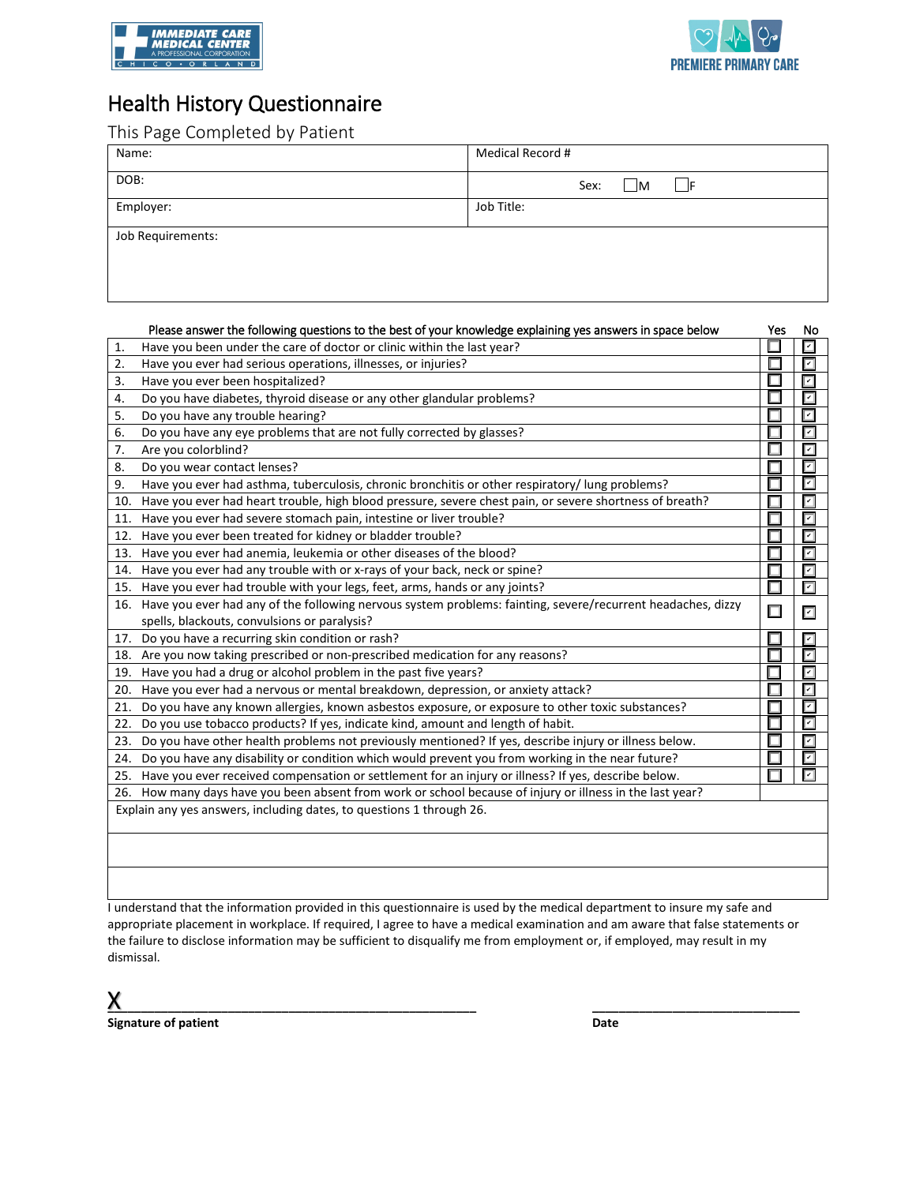IMMEDIATE CARE MEDICAL CENTER
A PROFESSIONAL CORPORATION
CHICO • ORLAND

PREMIERE PRIMARY CARE

# Health History Questionnaire

## This Page Completed by Patient

| Name: | Medical Record # |
|---|---|
| DOB: | Sex: ☐M ☐F |
| Employer: | Job Title: |
| Job Requirements: | |

| | Please answer the following questions to the best of your knowledge explaining yes answers in space below | Yes | No |
|---|---|---|---|
| 1. | Have you been under the care of doctor or clinic within the last year? | ☐ | ☑ |
| 2. | Have you ever had serious operations, illnesses, or injuries? | ☐ | ☑ |
| 3. | Have you ever been hospitalized? | ☐ | ☑ |
| 4. | Do you have diabetes, thyroid disease or any other glandular problems? | ☐ | ☑ |
| 5. | Do you have any trouble hearing? | ☐ | ☑ |
| 6. | Do you have any eye problems that are not fully corrected by glasses? | ☐ | ☑ |
| 7. | Are you colorblind? | ☐ | ☑ |
| 8. | Do you wear contact lenses? | ☐ | ☑ |
| 9. | Have you ever had asthma, tuberculosis, chronic bronchitis or other respiratory/ lung problems? | ☐ | ☑ |
| 10. | Have you ever had heart trouble, high blood pressure, severe chest pain, or severe shortness of breath? | ☐ | ☑ |
| 11. | Have you ever had severe stomach pain, intestine or liver trouble? | ☐ | ☑ |
| 12. | Have you ever been treated for kidney or bladder trouble? | ☐ | ☑ |
| 13. | Have you ever had anemia, leukemia or other diseases of the blood? | ☐ | ☑ |
| 14. | Have you ever had any trouble with or x-rays of your back, neck or spine? | ☐ | ☑ |
| 15. | Have you ever had trouble with your legs, feet, arms, hands or any joints? | ☐ | ☑ |
| 16. | Have you ever had any of the following nervous system problems: fainting, severe/recurrent headaches, dizzy spells, blackouts, convulsions or paralysis? | ☐ | ☑ |
| 17. | Do you have a recurring skin condition or rash? | ☐ | ☑ |
| 18. | Are you now taking prescribed or non-prescribed medication for any reasons? | ☐ | ☑ |
| 19. | Have you had a drug or alcohol problem in the past five years? | ☐ | ☑ |
| 20. | Have you ever had a nervous or mental breakdown, depression, or anxiety attack? | ☐ | ☑ |
| 21. | Do you have any known allergies, known asbestos exposure, or exposure to other toxic substances? | ☐ | ☑ |
| 22. | Do you use tobacco products? If yes, indicate kind, amount and length of habit. | ☐ | ☑ |
| 23. | Do you have other health problems not previously mentioned? If yes, describe injury or illness below. | ☐ | ☑ |
| 24. | Do you have any disability or condition which would prevent you from working in the near future? | ☐ | ☑ |
| 25. | Have you ever received compensation or settlement for an injury or illness? If yes, describe below. | ☐ | ☑ |
| 26. | How many days have you been absent from work or school because of injury or illness in the last year? | | |

Explain any yes answers, including dates, to questions 1 through 26.

I understand that the information provided in this questionnaire is used by the medical department to insure my safe and appropriate placement in workplace. If required, I agree to have a medical examination and am aware that false statements or the failure to disclose information may be sufficient to disqualify me from employment or, if employed, may result in my dismissal.

X________________________________________________ ____________________________

**Signature of patient** **Date**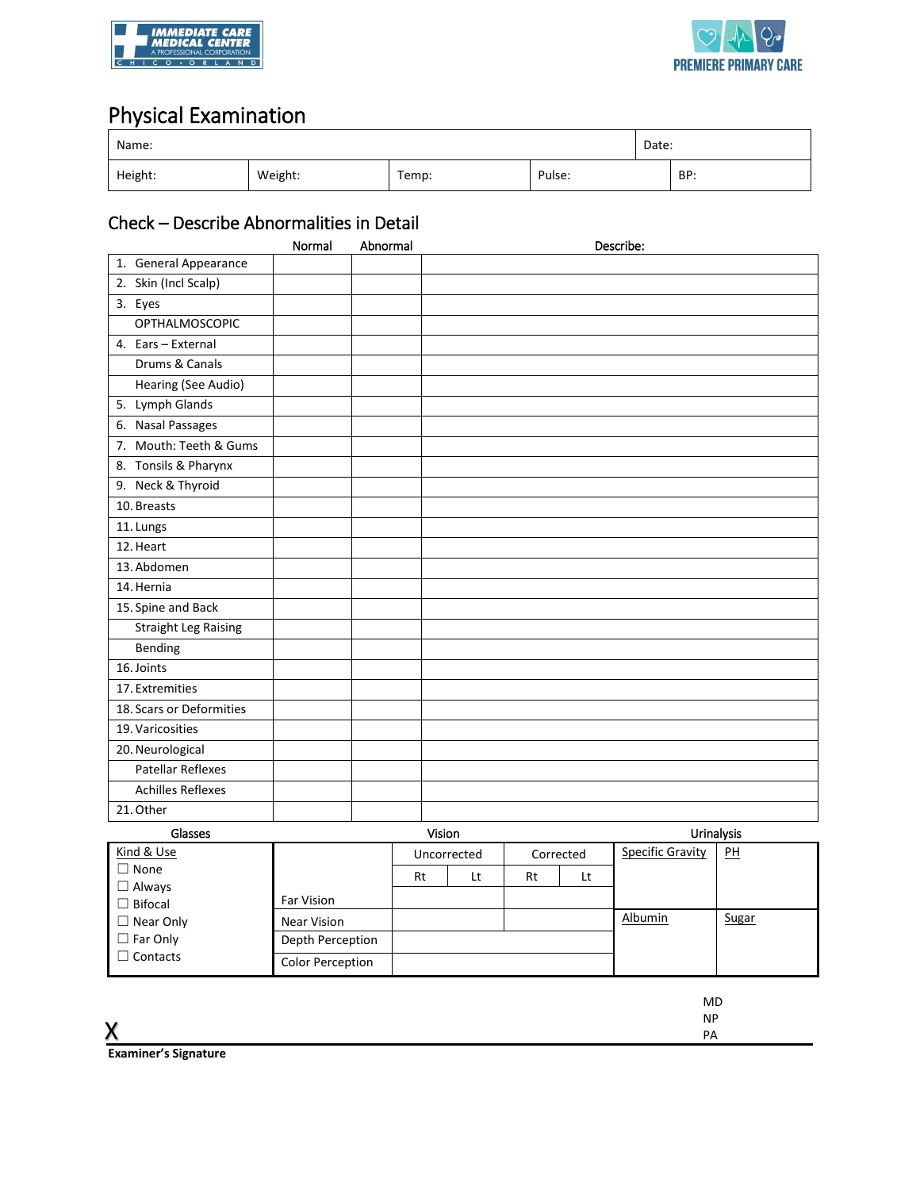IMMEDIATE CARE MEDICAL CENTER
A PROFESSIONAL CORPORATION
CHICO • ORLAND

PREMIERE PRIMARY CARE

# Physical Examination

| | | | | |
|---|---|---|---|---|
| Name: | | | | Date: |
| Height: | Weight: | Temp: | Pulse: | BP: |

## Check – Describe Abnormalities in Detail

| | Normal | Abnormal | Describe: |
|---|---|---|---|
| 1. General Appearance | | | |
| 2. Skin (Incl Scalp) | | | |
| 3. Eyes | | | |
| OPTHALMOSCOPIC | | | |
| 4. Ears – External | | | |
| Drums & Canals | | | |
| Hearing (See Audio) | | | |
| 5. Lymph Glands | | | |
| 6. Nasal Passages | | | |
| 7. Mouth: Teeth & Gums | | | |
| 8. Tonsils & Pharynx | | | |
| 9. Neck & Thyroid | | | |
| 10. Breasts | | | |
| 11. Lungs | | | |
| 12. Heart | | | |
| 13. Abdomen | | | |
| 14. Hernia | | | |
| 15. Spine and Back | | | |
| Straight Leg Raising | | | |
| Bending | | | |
| 16. Joints | | | |
| 17. Extremities | | | |
| 18. Scars or Deformities | | | |
| 19. Varicosities | | | |
| 20. Neurological | | | |
| Patellar Reflexes | | | |
| Achilles Reflexes | | | |
| 21. Other | | | |

| Glasses | Vision | | | | | Urinalysis | |
|---|---|---|---|---|---|---|---|
| Kind & Use | | Uncorrected | | Corrected | | Specific Gravity | PH |
| ☐ None | | Rt | Lt | Rt | Lt | | |
| ☐ Always | Far Vision | | | | | | |
| ☐ Bifocal | Near Vision | | | | | Albumin | Sugar |
| ☐ Near Only | Depth Perception | | | | | | |
| ☐ Far Only | Color Perception | | | | | | |
| ☐ Contacts | | | | | | | |

X

**Examiner's Signature**

MD
NP
PA